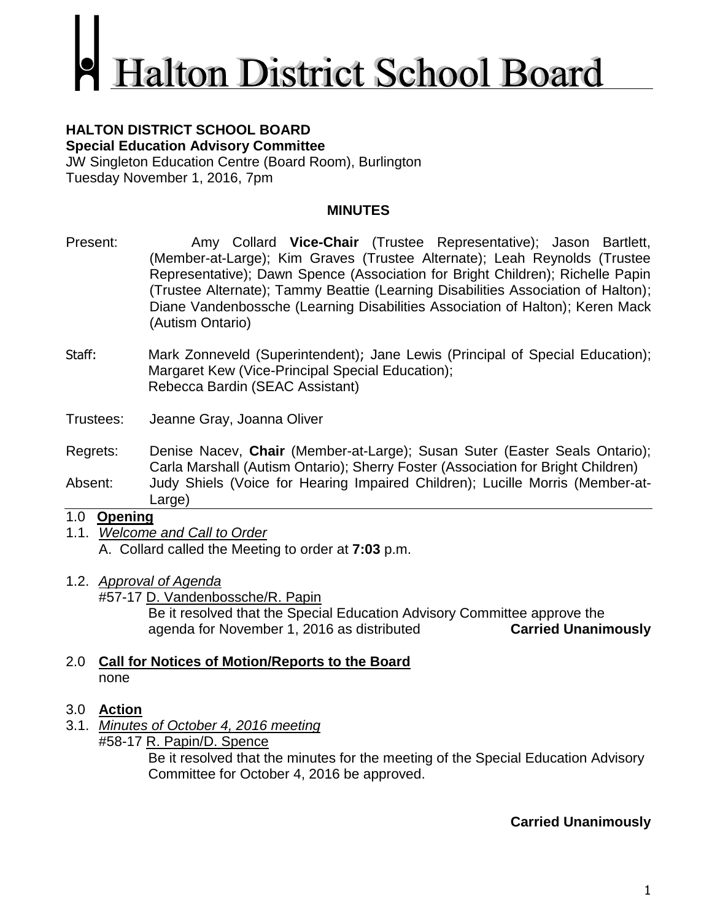# Halton District School Board

**HALTON DISTRICT SCHOOL BOARD**
**Special Education Advisory Committee**
JW Singleton Education Centre (Board Room), Burlington
Tuesday November 1, 2016, 7pm

## MINUTES

Present: Amy Collard **Vice-Chair** (Trustee Representative); Jason Bartlett, (Member-at-Large); Kim Graves (Trustee Alternate); Leah Reynolds (Trustee Representative); Dawn Spence (Association for Bright Children); Richelle Papin (Trustee Alternate); Tammy Beattie (Learning Disabilities Association of Halton); Diane Vandenbossche (Learning Disabilities Association of Halton); Keren Mack (Autism Ontario)

Staff: Mark Zonneveld (Superintendent); Jane Lewis (Principal of Special Education); Margaret Kew (Vice-Principal Special Education); Rebecca Bardin (SEAC Assistant)

Trustees: Jeanne Gray, Joanna Oliver

Regrets: Denise Nacev, **Chair** (Member-at-Large); Susan Suter (Easter Seals Ontario); Carla Marshall (Autism Ontario); Sherry Foster (Association for Bright Children)

Absent: Judy Shiels (Voice for Hearing Impaired Children); Lucille Morris (Member-at-Large)

## 1.0 Opening

1.1. *Welcome and Call to Order*

A. Collard called the Meeting to order at **7:03** p.m.

1.2. *Approval of Agenda*

#57-17 D. Vandenbossche/R. Papin

Be it resolved that the Special Education Advisory Committee approve the agenda for November 1, 2016 as distributed **Carried Unanimously**

## 2.0 Call for Notices of Motion/Reports to the Board

none

## 3.0 Action

3.1. *Minutes of October 4, 2016 meeting*

#58-17 R. Papin/D. Spence

Be it resolved that the minutes for the meeting of the Special Education Advisory Committee for October 4, 2016 be approved.

**Carried Unanimously**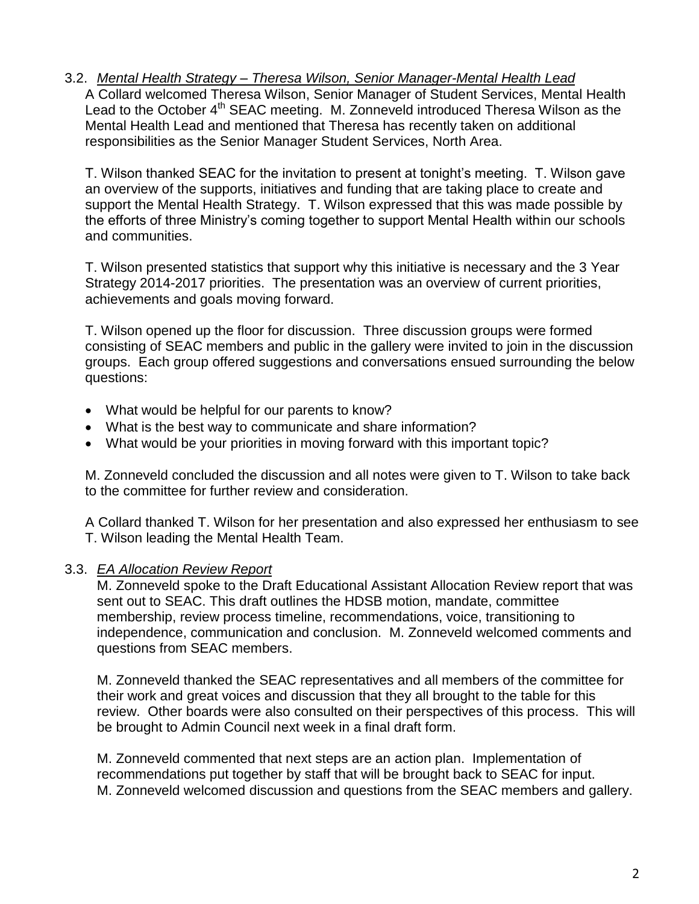3.2. *Mental Health Strategy – Theresa Wilson, Senior Manager-Mental Health Lead*

A Collard welcomed Theresa Wilson, Senior Manager of Student Services, Mental Health Lead to the October 4th SEAC meeting. M. Zonneveld introduced Theresa Wilson as the Mental Health Lead and mentioned that Theresa has recently taken on additional responsibilities as the Senior Manager Student Services, North Area.

T. Wilson thanked SEAC for the invitation to present at tonight's meeting. T. Wilson gave an overview of the supports, initiatives and funding that are taking place to create and support the Mental Health Strategy. T. Wilson expressed that this was made possible by the efforts of three Ministry's coming together to support Mental Health within our schools and communities.

T. Wilson presented statistics that support why this initiative is necessary and the 3 Year Strategy 2014-2017 priorities. The presentation was an overview of current priorities, achievements and goals moving forward.

T. Wilson opened up the floor for discussion. Three discussion groups were formed consisting of SEAC members and public in the gallery were invited to join in the discussion groups. Each group offered suggestions and conversations ensued surrounding the below questions:

- What would be helpful for our parents to know?
- What is the best way to communicate and share information?
- What would be your priorities in moving forward with this important topic?

M. Zonneveld concluded the discussion and all notes were given to T. Wilson to take back to the committee for further review and consideration.

A Collard thanked T. Wilson for her presentation and also expressed her enthusiasm to see T. Wilson leading the Mental Health Team.

3.3. *EA Allocation Review Report*

M. Zonneveld spoke to the Draft Educational Assistant Allocation Review report that was sent out to SEAC. This draft outlines the HDSB motion, mandate, committee membership, review process timeline, recommendations, voice, transitioning to independence, communication and conclusion. M. Zonneveld welcomed comments and questions from SEAC members.

M. Zonneveld thanked the SEAC representatives and all members of the committee for their work and great voices and discussion that they all brought to the table for this review. Other boards were also consulted on their perspectives of this process. This will be brought to Admin Council next week in a final draft form.

M. Zonneveld commented that next steps are an action plan. Implementation of recommendations put together by staff that will be brought back to SEAC for input. M. Zonneveld welcomed discussion and questions from the SEAC members and gallery.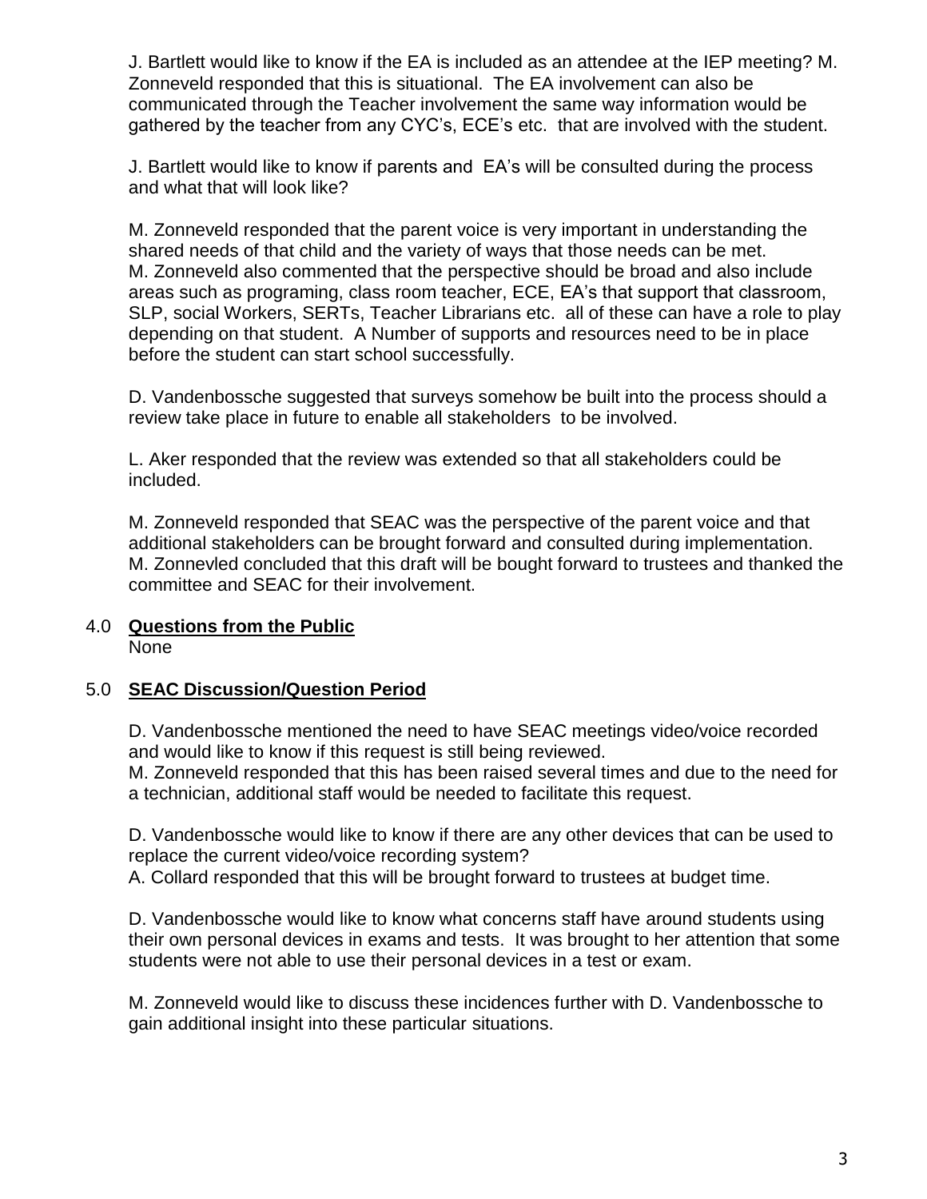J. Bartlett would like to know if the EA is included as an attendee at the IEP meeting? M. Zonneveld responded that this is situational. The EA involvement can also be communicated through the Teacher involvement the same way information would be gathered by the teacher from any CYC's, ECE's etc. that are involved with the student.

J. Bartlett would like to know if parents and EA's will be consulted during the process and what that will look like?

M. Zonneveld responded that the parent voice is very important in understanding the shared needs of that child and the variety of ways that those needs can be met. M. Zonneveld also commented that the perspective should be broad and also include areas such as programing, class room teacher, ECE, EA's that support that classroom, SLP, social Workers, SERTs, Teacher Librarians etc. all of these can have a role to play depending on that student. A Number of supports and resources need to be in place before the student can start school successfully.

D. Vandenbossche suggested that surveys somehow be built into the process should a review take place in future to enable all stakeholders to be involved.

L. Aker responded that the review was extended so that all stakeholders could be included.

M. Zonneveld responded that SEAC was the perspective of the parent voice and that additional stakeholders can be brought forward and consulted during implementation. M. Zonnevled concluded that this draft will be bought forward to trustees and thanked the committee and SEAC for their involvement.

4.0 **Questions from the Public**

None

5.0 **SEAC Discussion/Question Period**

D. Vandenbossche mentioned the need to have SEAC meetings video/voice recorded and would like to know if this request is still being reviewed.
M. Zonneveld responded that this has been raised several times and due to the need for a technician, additional staff would be needed to facilitate this request.

D. Vandenbossche would like to know if there are any other devices that can be used to replace the current video/voice recording system?
A. Collard responded that this will be brought forward to trustees at budget time.

D. Vandenbossche would like to know what concerns staff have around students using their own personal devices in exams and tests. It was brought to her attention that some students were not able to use their personal devices in a test or exam.

M. Zonneveld would like to discuss these incidences further with D. Vandenbossche to gain additional insight into these particular situations.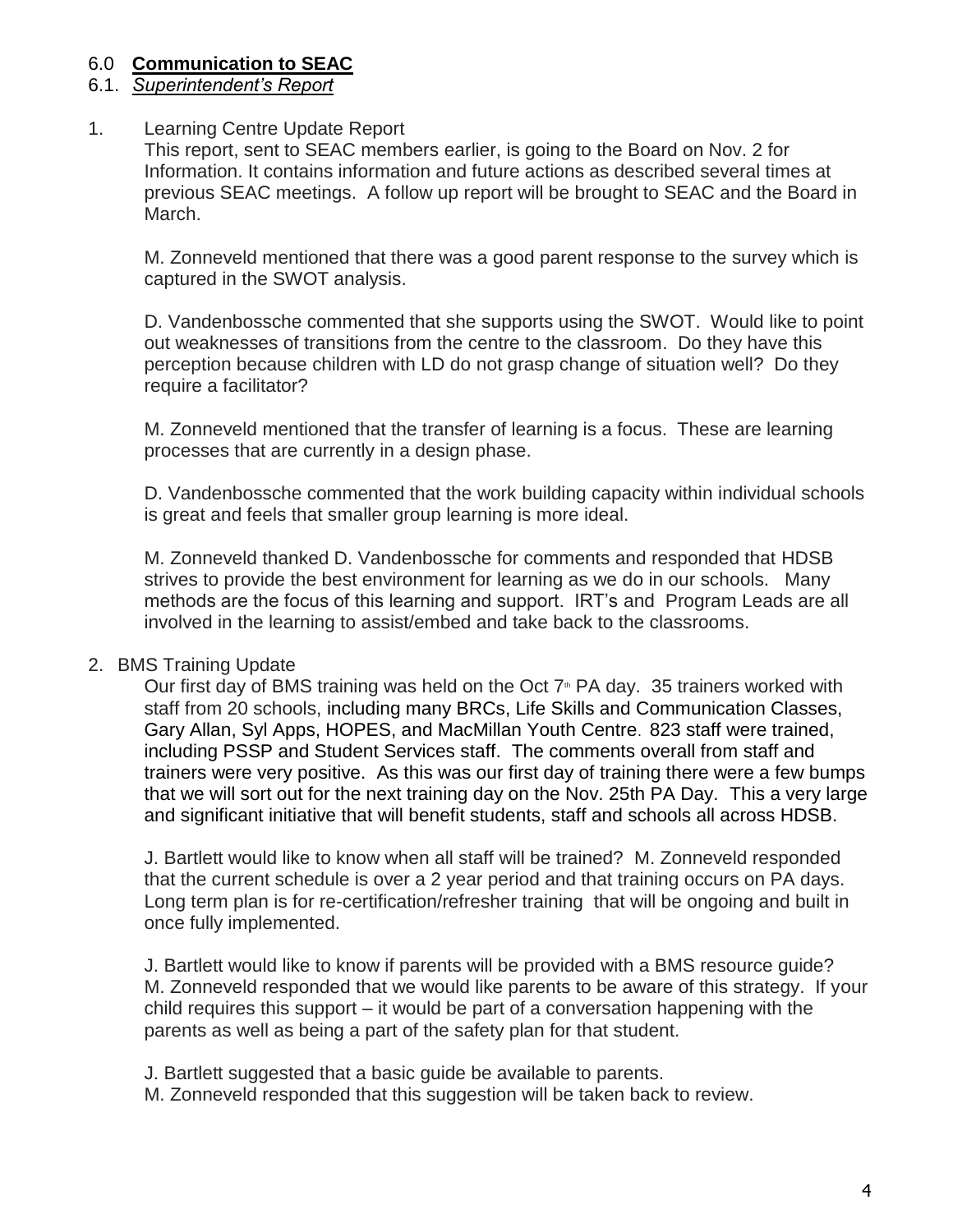## 6.0 **Communication to SEAC**

### 6.1. *Superintendent's Report*

1. Learning Centre Update Report

   This report, sent to SEAC members earlier, is going to the Board on Nov. 2 for Information. It contains information and future actions as described several times at previous SEAC meetings. A follow up report will be brought to SEAC and the Board in March.

   M. Zonneveld mentioned that there was a good parent response to the survey which is captured in the SWOT analysis.

   D. Vandenbossche commented that she supports using the SWOT. Would like to point out weaknesses of transitions from the centre to the classroom. Do they have this perception because children with LD do not grasp change of situation well? Do they require a facilitator?

   M. Zonneveld mentioned that the transfer of learning is a focus. These are learning processes that are currently in a design phase.

   D. Vandenbossche commented that the work building capacity within individual schools is great and feels that smaller group learning is more ideal.

   M. Zonneveld thanked D. Vandenbossche for comments and responded that HDSB strives to provide the best environment for learning as we do in our schools. Many methods are the focus of this learning and support. IRT's and Program Leads are all involved in the learning to assist/embed and take back to the classrooms.

2. BMS Training Update

   Our first day of BMS training was held on the Oct 7th PA day. 35 trainers worked with staff from 20 schools, including many BRCs, Life Skills and Communication Classes, Gary Allan, Syl Apps, HOPES, and MacMillan Youth Centre. 823 staff were trained, including PSSP and Student Services staff. The comments overall from staff and trainers were very positive. As this was our first day of training there were a few bumps that we will sort out for the next training day on the Nov. 25th PA Day. This a very large and significant initiative that will benefit students, staff and schools all across HDSB.

   J. Bartlett would like to know when all staff will be trained? M. Zonneveld responded that the current schedule is over a 2 year period and that training occurs on PA days. Long term plan is for re-certification/refresher training that will be ongoing and built in once fully implemented.

   J. Bartlett would like to know if parents will be provided with a BMS resource guide? M. Zonneveld responded that we would like parents to be aware of this strategy. If your child requires this support – it would be part of a conversation happening with the parents as well as being a part of the safety plan for that student.

   J. Bartlett suggested that a basic guide be available to parents.
   M. Zonneveld responded that this suggestion will be taken back to review.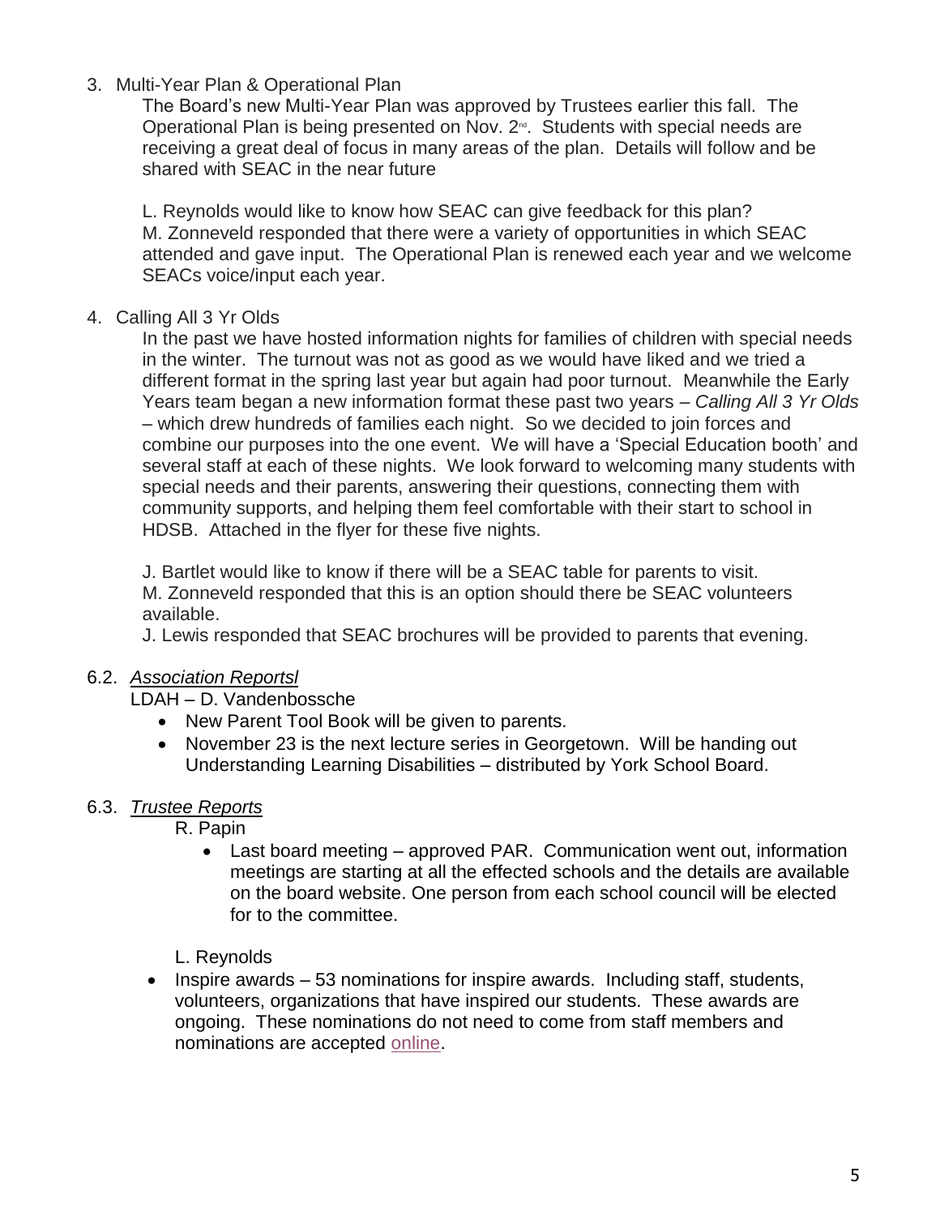3. Multi-Year Plan & Operational Plan

   The Board's new Multi-Year Plan was approved by Trustees earlier this fall. The Operational Plan is being presented on Nov. 2nd. Students with special needs are receiving a great deal of focus in many areas of the plan. Details will follow and be shared with SEAC in the near future

   L. Reynolds would like to know how SEAC can give feedback for this plan?
   M. Zonneveld responded that there were a variety of opportunities in which SEAC attended and gave input. The Operational Plan is renewed each year and we welcome SEACs voice/input each year.

4. Calling All 3 Yr Olds

   In the past we have hosted information nights for families of children with special needs in the winter. The turnout was not as good as we would have liked and we tried a different format in the spring last year but again had poor turnout. Meanwhile the Early Years team began a new information format these past two years – *Calling All 3 Yr Olds* – which drew hundreds of families each night. So we decided to join forces and combine our purposes into the one event. We will have a 'Special Education booth' and several staff at each of these nights. We look forward to welcoming many students with special needs and their parents, answering their questions, connecting them with community supports, and helping them feel comfortable with their start to school in HDSB. Attached in the flyer for these five nights.

   J. Bartlet would like to know if there will be a SEAC table for parents to visit.
   M. Zonneveld responded that this is an option should there be SEAC volunteers available.
   J. Lewis responded that SEAC brochures will be provided to parents that evening.

6.2. *Association Reportsl*

LDAH – D. Vandenbossche

- New Parent Tool Book will be given to parents.
- November 23 is the next lecture series in Georgetown. Will be handing out Understanding Learning Disabilities – distributed by York School Board.

6.3. *Trustee Reports*

R. Papin

- Last board meeting – approved PAR. Communication went out, information meetings are starting at all the effected schools and the details are available on the board website. One person from each school council will be elected for to the committee.

L. Reynolds

- Inspire awards – 53 nominations for inspire awards. Including staff, students, volunteers, organizations that have inspired our students. These awards are ongoing. These nominations do not need to come from staff members and nominations are accepted online.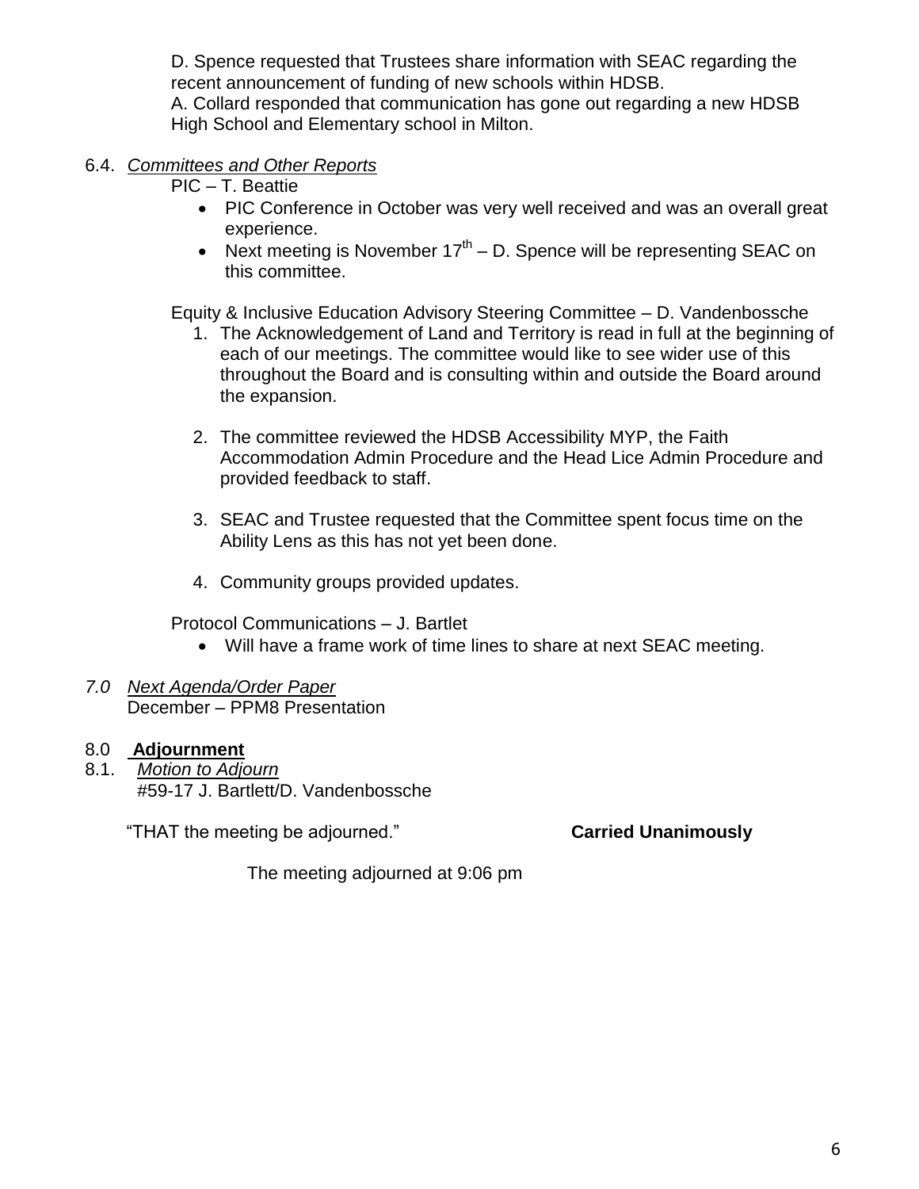D. Spence requested that Trustees share information with SEAC regarding the recent announcement of funding of new schools within HDSB.
A. Collard responded that communication has gone out regarding a new HDSB High School and Elementary school in Milton.

6.4. *Committees and Other Reports*

PIC – T. Beattie

- PIC Conference in October was very well received and was an overall great experience.
- Next meeting is November 17th – D. Spence will be representing SEAC on this committee.

Equity & Inclusive Education Advisory Steering Committee – D. Vandenbossche

1. The Acknowledgement of Land and Territory is read in full at the beginning of each of our meetings. The committee would like to see wider use of this throughout the Board and is consulting within and outside the Board around the expansion.

2. The committee reviewed the HDSB Accessibility MYP, the Faith Accommodation Admin Procedure and the Head Lice Admin Procedure and provided feedback to staff.

3. SEAC and Trustee requested that the Committee spent focus time on the Ability Lens as this has not yet been done.

4. Community groups provided updates.

Protocol Communications – J. Bartlet

- Will have a frame work of time lines to share at next SEAC meeting.

*7.0 Next Agenda/Order Paper*
December – PPM8 Presentation

**8.0 Adjournment**

8.1. *Motion to Adjourn*
#59-17 J. Bartlett/D. Vandenbossche

"THAT the meeting be adjourned." **Carried Unanimously**

The meeting adjourned at 9:06 pm